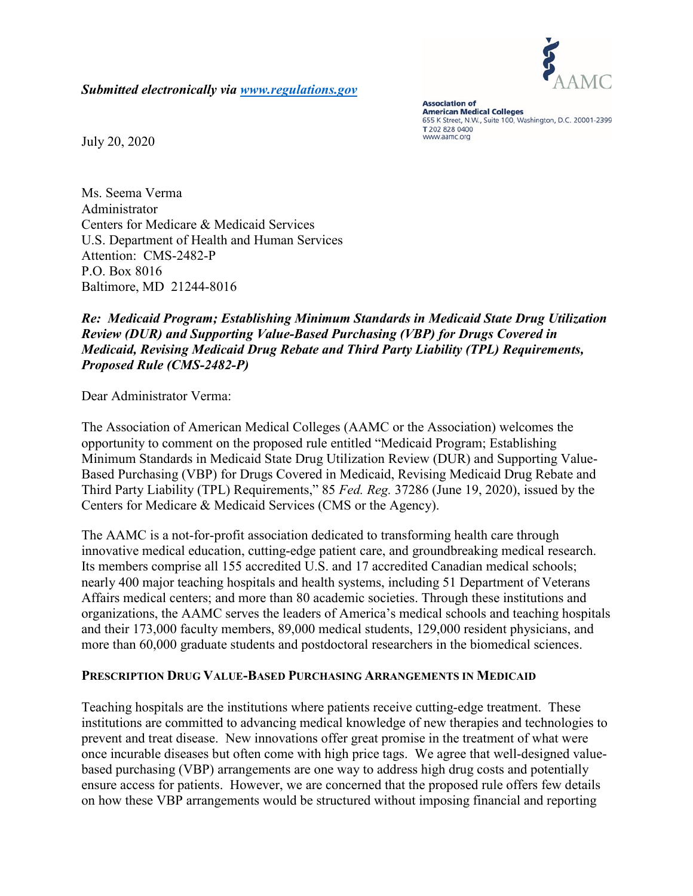*Submitted electronically via [www.regulations.gov](http://www.regulations.gov)*

AAMC

**Association of American Medical Colleges**
655 K Street, N.W., Suite 100, Washington, D.C. 20001-2399
T 202 828 0400
www.aamc.org

July 20, 2020

Ms. Seema Verma
Administrator
Centers for Medicare & Medicaid Services
U.S. Department of Health and Human Services
Attention: CMS-2482-P
P.O. Box 8016
Baltimore, MD 21244-8016

***Re: Medicaid Program; Establishing Minimum Standards in Medicaid State Drug Utilization Review (DUR) and Supporting Value-Based Purchasing (VBP) for Drugs Covered in Medicaid, Revising Medicaid Drug Rebate and Third Party Liability (TPL) Requirements, Proposed Rule (CMS-2482-P)***

Dear Administrator Verma:

The Association of American Medical Colleges (AAMC or the Association) welcomes the opportunity to comment on the proposed rule entitled "Medicaid Program; Establishing Minimum Standards in Medicaid State Drug Utilization Review (DUR) and Supporting Value-Based Purchasing (VBP) for Drugs Covered in Medicaid, Revising Medicaid Drug Rebate and Third Party Liability (TPL) Requirements," 85 *Fed. Reg.* 37286 (June 19, 2020), issued by the Centers for Medicare & Medicaid Services (CMS or the Agency).

The AAMC is a not-for-profit association dedicated to transforming health care through innovative medical education, cutting-edge patient care, and groundbreaking medical research. Its members comprise all 155 accredited U.S. and 17 accredited Canadian medical schools; nearly 400 major teaching hospitals and health systems, including 51 Department of Veterans Affairs medical centers; and more than 80 academic societies. Through these institutions and organizations, the AAMC serves the leaders of America's medical schools and teaching hospitals and their 173,000 faculty members, 89,000 medical students, 129,000 resident physicians, and more than 60,000 graduate students and postdoctoral researchers in the biomedical sciences.

## PRESCRIPTION DRUG VALUE-BASED PURCHASING ARRANGEMENTS IN MEDICAID

Teaching hospitals are the institutions where patients receive cutting-edge treatment. These institutions are committed to advancing medical knowledge of new therapies and technologies to prevent and treat disease. New innovations offer great promise in the treatment of what were once incurable diseases but often come with high price tags. We agree that well-designed value-based purchasing (VBP) arrangements are one way to address high drug costs and potentially ensure access for patients. However, we are concerned that the proposed rule offers few details on how these VBP arrangements would be structured without imposing financial and reporting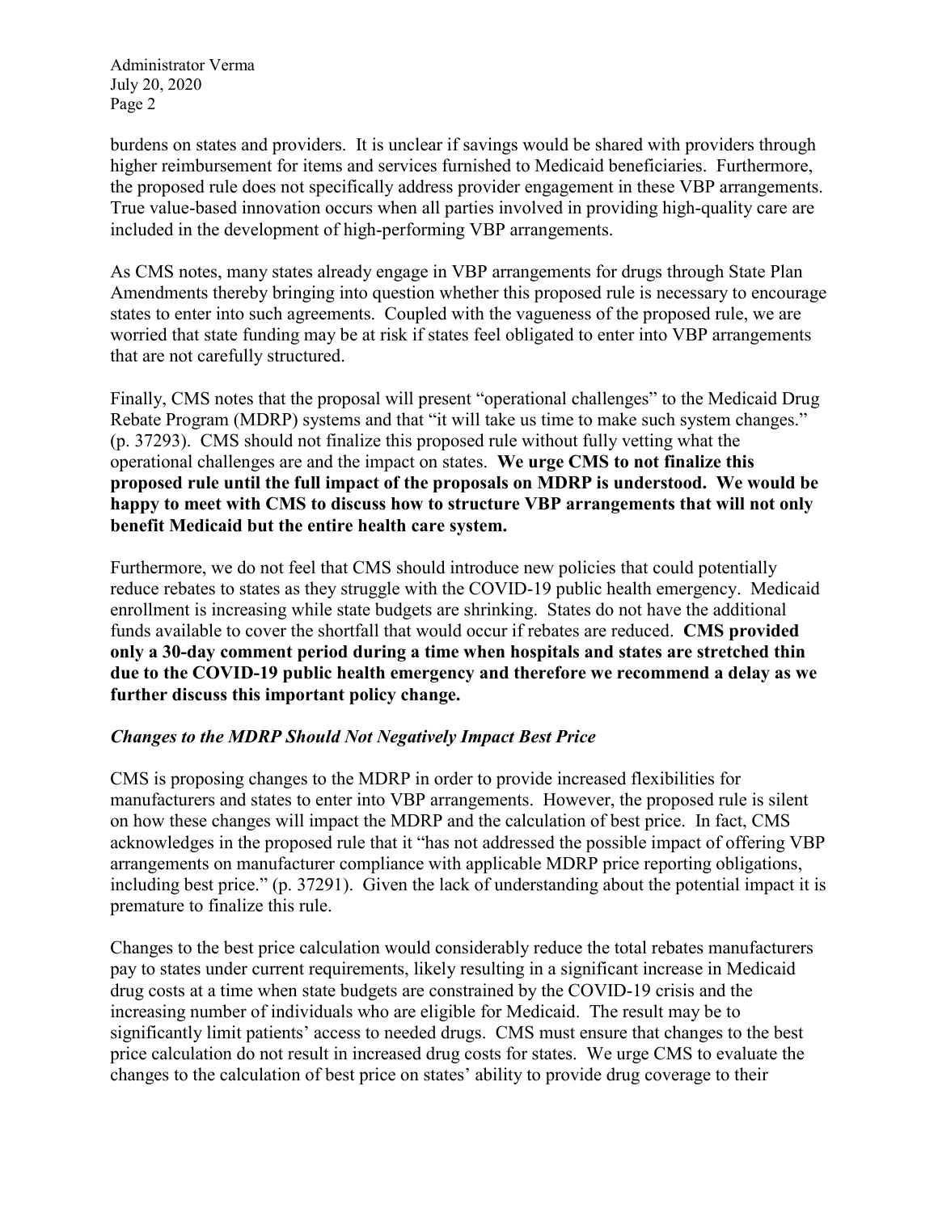burdens on states and providers. It is unclear if savings would be shared with providers through higher reimbursement for items and services furnished to Medicaid beneficiaries. Furthermore, the proposed rule does not specifically address provider engagement in these VBP arrangements. True value-based innovation occurs when all parties involved in providing high-quality care are included in the development of high-performing VBP arrangements.

As CMS notes, many states already engage in VBP arrangements for drugs through State Plan Amendments thereby bringing into question whether this proposed rule is necessary to encourage states to enter into such agreements. Coupled with the vagueness of the proposed rule, we are worried that state funding may be at risk if states feel obligated to enter into VBP arrangements that are not carefully structured.

Finally, CMS notes that the proposal will present "operational challenges" to the Medicaid Drug Rebate Program (MDRP) systems and that "it will take us time to make such system changes." (p. 37293). CMS should not finalize this proposed rule without fully vetting what the operational challenges are and the impact on states. **We urge CMS to not finalize this proposed rule until the full impact of the proposals on MDRP is understood. We would be happy to meet with CMS to discuss how to structure VBP arrangements that will not only benefit Medicaid but the entire health care system.**

Furthermore, we do not feel that CMS should introduce new policies that could potentially reduce rebates to states as they struggle with the COVID-19 public health emergency. Medicaid enrollment is increasing while state budgets are shrinking. States do not have the additional funds available to cover the shortfall that would occur if rebates are reduced. **CMS provided only a 30-day comment period during a time when hospitals and states are stretched thin due to the COVID-19 public health emergency and therefore we recommend a delay as we further discuss this important policy change.**

### *Changes to the MDRP Should Not Negatively Impact Best Price*

CMS is proposing changes to the MDRP in order to provide increased flexibilities for manufacturers and states to enter into VBP arrangements. However, the proposed rule is silent on how these changes will impact the MDRP and the calculation of best price. In fact, CMS acknowledges in the proposed rule that it "has not addressed the possible impact of offering VBP arrangements on manufacturer compliance with applicable MDRP price reporting obligations, including best price." (p. 37291). Given the lack of understanding about the potential impact it is premature to finalize this rule.

Changes to the best price calculation would considerably reduce the total rebates manufacturers pay to states under current requirements, likely resulting in a significant increase in Medicaid drug costs at a time when state budgets are constrained by the COVID-19 crisis and the increasing number of individuals who are eligible for Medicaid. The result may be to significantly limit patients' access to needed drugs. CMS must ensure that changes to the best price calculation do not result in increased drug costs for states. We urge CMS to evaluate the changes to the calculation of best price on states' ability to provide drug coverage to their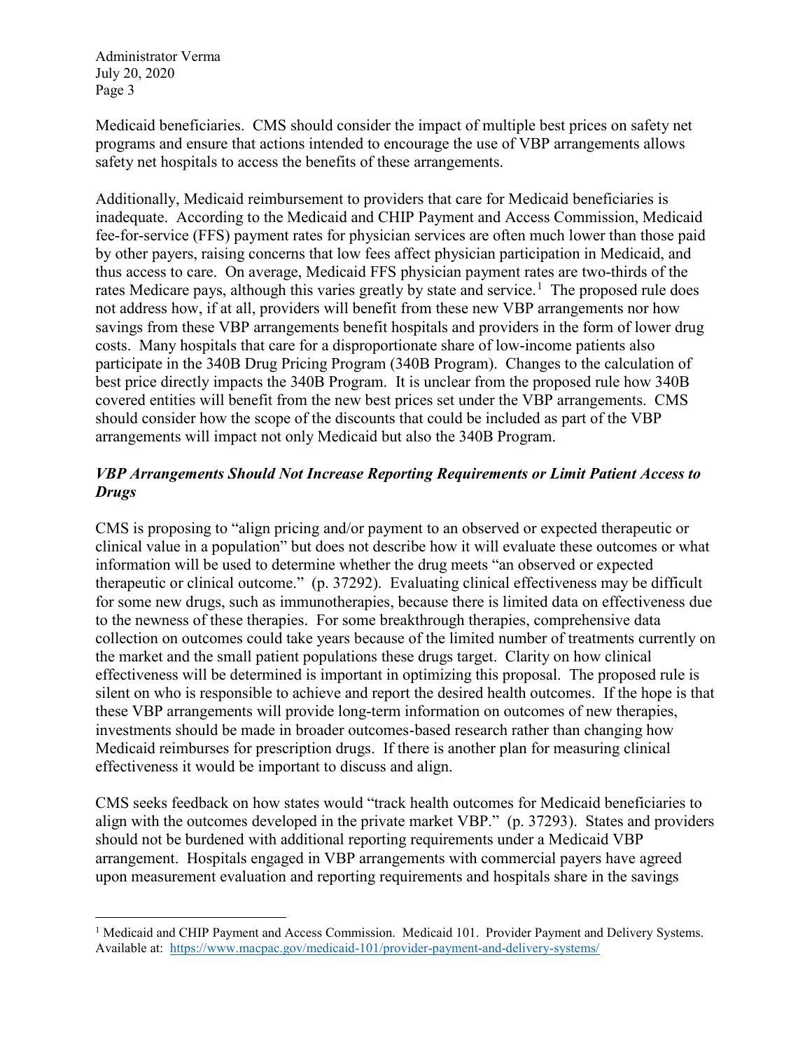Medicaid beneficiaries. CMS should consider the impact of multiple best prices on safety net programs and ensure that actions intended to encourage the use of VBP arrangements allows safety net hospitals to access the benefits of these arrangements.

Additionally, Medicaid reimbursement to providers that care for Medicaid beneficiaries is inadequate. According to the Medicaid and CHIP Payment and Access Commission, Medicaid fee-for-service (FFS) payment rates for physician services are often much lower than those paid by other payers, raising concerns that low fees affect physician participation in Medicaid, and thus access to care. On average, Medicaid FFS physician payment rates are two-thirds of the rates Medicare pays, although this varies greatly by state and service.[1] The proposed rule does not address how, if at all, providers will benefit from these new VBP arrangements nor how savings from these VBP arrangements benefit hospitals and providers in the form of lower drug costs. Many hospitals that care for a disproportionate share of low-income patients also participate in the 340B Drug Pricing Program (340B Program). Changes to the calculation of best price directly impacts the 340B Program. It is unclear from the proposed rule how 340B covered entities will benefit from the new best prices set under the VBP arrangements. CMS should consider how the scope of the discounts that could be included as part of the VBP arrangements will impact not only Medicaid but also the 340B Program.

***VBP Arrangements Should Not Increase Reporting Requirements or Limit Patient Access to Drugs***

CMS is proposing to "align pricing and/or payment to an observed or expected therapeutic or clinical value in a population" but does not describe how it will evaluate these outcomes or what information will be used to determine whether the drug meets "an observed or expected therapeutic or clinical outcome." (p. 37292). Evaluating clinical effectiveness may be difficult for some new drugs, such as immunotherapies, because there is limited data on effectiveness due to the newness of these therapies. For some breakthrough therapies, comprehensive data collection on outcomes could take years because of the limited number of treatments currently on the market and the small patient populations these drugs target. Clarity on how clinical effectiveness will be determined is important in optimizing this proposal. The proposed rule is silent on who is responsible to achieve and report the desired health outcomes. If the hope is that these VBP arrangements will provide long-term information on outcomes of new therapies, investments should be made in broader outcomes-based research rather than changing how Medicaid reimburses for prescription drugs. If there is another plan for measuring clinical effectiveness it would be important to discuss and align.

CMS seeks feedback on how states would "track health outcomes for Medicaid beneficiaries to align with the outcomes developed in the private market VBP." (p. 37293). States and providers should not be burdened with additional reporting requirements under a Medicaid VBP arrangement. Hospitals engaged in VBP arrangements with commercial payers have agreed upon measurement evaluation and reporting requirements and hospitals share in the savings

[1] Medicaid and CHIP Payment and Access Commission. Medicaid 101. Provider Payment and Delivery Systems. Available at: https://www.macpac.gov/medicaid-101/provider-payment-and-delivery-systems/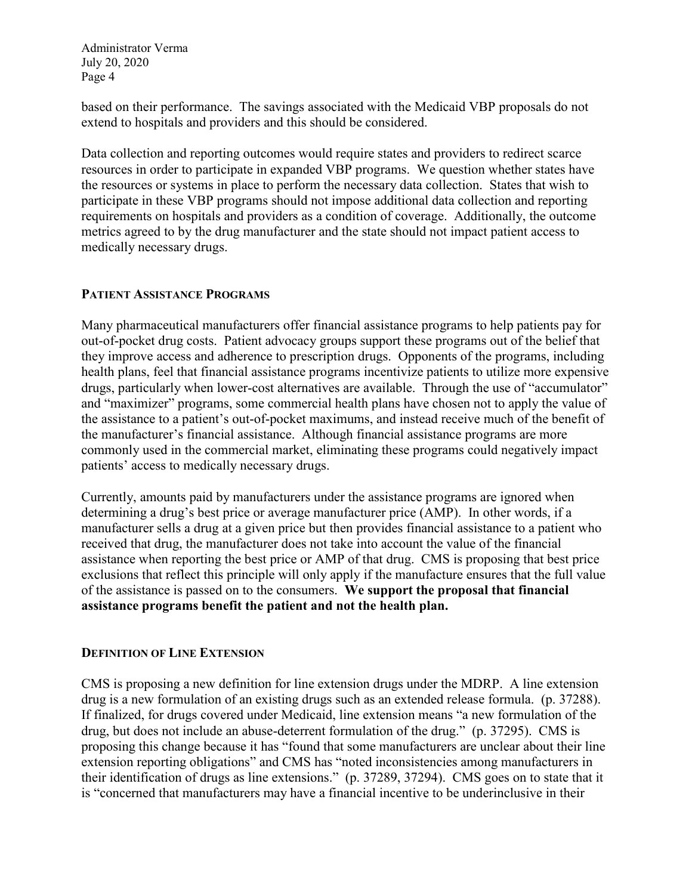based on their performance. The savings associated with the Medicaid VBP proposals do not extend to hospitals and providers and this should be considered.

Data collection and reporting outcomes would require states and providers to redirect scarce resources in order to participate in expanded VBP programs. We question whether states have the resources or systems in place to perform the necessary data collection. States that wish to participate in these VBP programs should not impose additional data collection and reporting requirements on hospitals and providers as a condition of coverage. Additionally, the outcome metrics agreed to by the drug manufacturer and the state should not impact patient access to medically necessary drugs.

## PATIENT ASSISTANCE PROGRAMS

Many pharmaceutical manufacturers offer financial assistance programs to help patients pay for out-of-pocket drug costs. Patient advocacy groups support these programs out of the belief that they improve access and adherence to prescription drugs. Opponents of the programs, including health plans, feel that financial assistance programs incentivize patients to utilize more expensive drugs, particularly when lower-cost alternatives are available. Through the use of "accumulator" and "maximizer" programs, some commercial health plans have chosen not to apply the value of the assistance to a patient's out-of-pocket maximums, and instead receive much of the benefit of the manufacturer's financial assistance. Although financial assistance programs are more commonly used in the commercial market, eliminating these programs could negatively impact patients' access to medically necessary drugs.

Currently, amounts paid by manufacturers under the assistance programs are ignored when determining a drug's best price or average manufacturer price (AMP). In other words, if a manufacturer sells a drug at a given price but then provides financial assistance to a patient who received that drug, the manufacturer does not take into account the value of the financial assistance when reporting the best price or AMP of that drug. CMS is proposing that best price exclusions that reflect this principle will only apply if the manufacture ensures that the full value of the assistance is passed on to the consumers. **We support the proposal that financial assistance programs benefit the patient and not the health plan.**

## DEFINITION OF LINE EXTENSION

CMS is proposing a new definition for line extension drugs under the MDRP. A line extension drug is a new formulation of an existing drugs such as an extended release formula. (p. 37288). If finalized, for drugs covered under Medicaid, line extension means "a new formulation of the drug, but does not include an abuse-deterrent formulation of the drug." (p. 37295). CMS is proposing this change because it has "found that some manufacturers are unclear about their line extension reporting obligations" and CMS has "noted inconsistencies among manufacturers in their identification of drugs as line extensions." (p. 37289, 37294). CMS goes on to state that it is "concerned that manufacturers may have a financial incentive to be underinclusive in their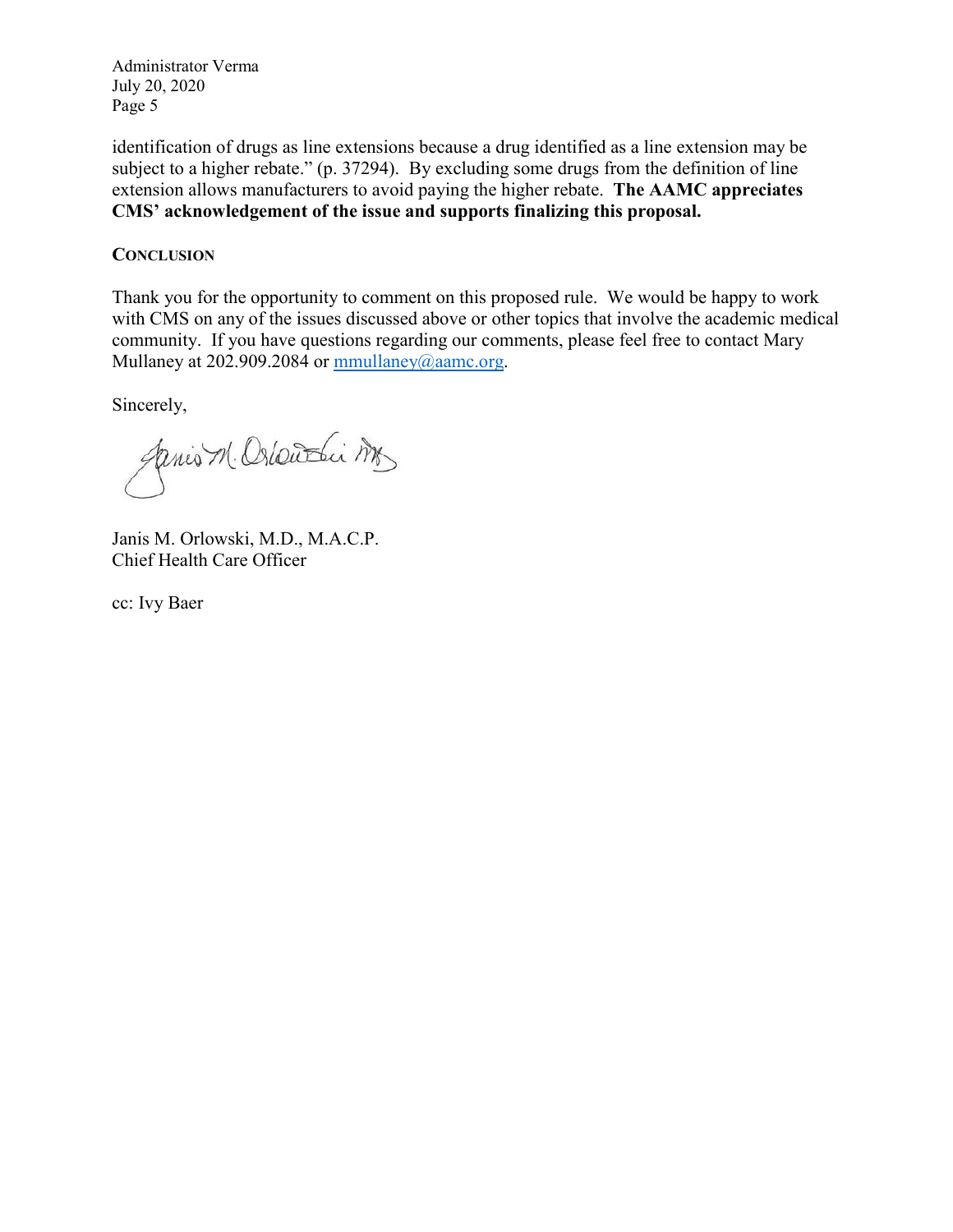identification of drugs as line extensions because a drug identified as a line extension may be subject to a higher rebate." (p. 37294). By excluding some drugs from the definition of line extension allows manufacturers to avoid paying the higher rebate. **The AAMC appreciates CMS' acknowledgement of the issue and supports finalizing this proposal.**

## CONCLUSION

Thank you for the opportunity to comment on this proposed rule. We would be happy to work with CMS on any of the issues discussed above or other topics that involve the academic medical community. If you have questions regarding our comments, please feel free to contact Mary Mullaney at 202.909.2084 or [mmullaney@aamc.org](mailto:mmullaney@aamc.org).

Sincerely,

Janis M. Orlowski, M.D., M.A.C.P.
Chief Health Care Officer

cc: Ivy Baer